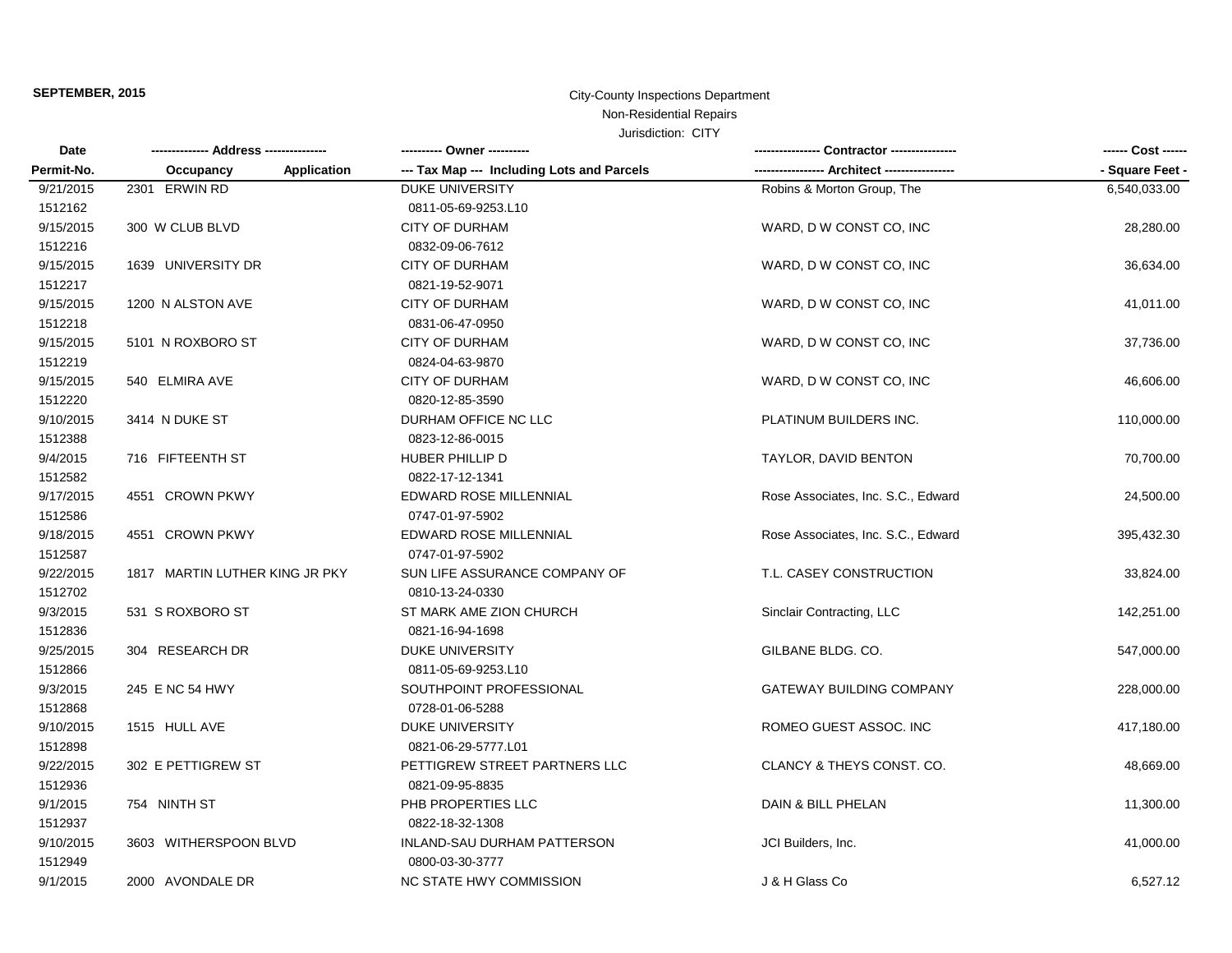**SEPTEMBER, 2015**

City-County Inspections Department
Non-Residential Repairs
Jurisdiction: CITY

| Date / Permit-No. | Address / Occupancy / Application | Owner / Tax Map --- Including Lots and Parcels | Contractor / Architect | Cost / Square Feet |
|---|---|---|---|---|
| 9/21/2015<br>1512162 | 2301 ERWIN RD | DUKE UNIVERSITY<br>0811-05-69-9253.L10 | Robins & Morton Group, The | 6,540,033.00 |
| 9/15/2015<br>1512216 | 300 W CLUB BLVD | CITY OF DURHAM<br>0832-09-06-7612 | WARD, D W CONST CO, INC | 28,280.00 |
| 9/15/2015<br>1512217 | 1639 UNIVERSITY DR | CITY OF DURHAM<br>0821-19-52-9071 | WARD, D W CONST CO, INC | 36,634.00 |
| 9/15/2015<br>1512218 | 1200 N ALSTON AVE | CITY OF DURHAM<br>0831-06-47-0950 | WARD, D W CONST CO, INC | 41,011.00 |
| 9/15/2015<br>1512219 | 5101 N ROXBORO ST | CITY OF DURHAM<br>0824-04-63-9870 | WARD, D W CONST CO, INC | 37,736.00 |
| 9/15/2015<br>1512220 | 540 ELMIRA AVE | CITY OF DURHAM<br>0820-12-85-3590 | WARD, D W CONST CO, INC | 46,606.00 |
| 9/10/2015<br>1512388 | 3414 N DUKE ST | DURHAM OFFICE NC LLC<br>0823-12-86-0015 | PLATINUM BUILDERS INC. | 110,000.00 |
| 9/4/2015<br>1512582 | 716 FIFTEENTH ST | HUBER PHILLIP D<br>0822-17-12-1341 | TAYLOR, DAVID BENTON | 70,700.00 |
| 9/17/2015<br>1512586 | 4551 CROWN PKWY | EDWARD ROSE MILLENNIAL<br>0747-01-97-5902 | Rose Associates, Inc. S.C., Edward | 24,500.00 |
| 9/18/2015<br>1512587 | 4551 CROWN PKWY | EDWARD ROSE MILLENNIAL<br>0747-01-97-5902 | Rose Associates, Inc. S.C., Edward | 395,432.30 |
| 9/22/2015<br>1512702 | 1817 MARTIN LUTHER KING JR PKY | SUN LIFE ASSURANCE COMPANY OF<br>0810-13-24-0330 | T.L. CASEY CONSTRUCTION | 33,824.00 |
| 9/3/2015<br>1512836 | 531 S ROXBORO ST | ST MARK AME ZION CHURCH<br>0821-16-94-1698 | Sinclair Contracting, LLC | 142,251.00 |
| 9/25/2015<br>1512866 | 304 RESEARCH DR | DUKE UNIVERSITY<br>0811-05-69-9253.L10 | GILBANE BLDG. CO. | 547,000.00 |
| 9/3/2015<br>1512868 | 245 E NC 54 HWY | SOUTHPOINT PROFESSIONAL<br>0728-01-06-5288 | GATEWAY BUILDING COMPANY | 228,000.00 |
| 9/10/2015<br>1512898 | 1515 HULL AVE | DUKE UNIVERSITY<br>0821-06-29-5777.L01 | ROMEO GUEST ASSOC. INC | 417,180.00 |
| 9/22/2015<br>1512936 | 302 E PETTIGREW ST | PETTIGREW STREET PARTNERS LLC<br>0821-09-95-8835 | CLANCY & THEYS CONST. CO. | 48,669.00 |
| 9/1/2015<br>1512937 | 754 NINTH ST | PHB PROPERTIES LLC<br>0822-18-32-1308 | DAIN & BILL PHELAN | 11,300.00 |
| 9/10/2015<br>1512949 | 3603 WITHERSPOON BLVD | INLAND-SAU DURHAM PATTERSON<br>0800-03-30-3777 | JCI Builders, Inc. | 41,000.00 |
| 9/1/2015 | 2000 AVONDALE DR | NC STATE HWY COMMISSION | J & H Glass Co | 6,527.12 |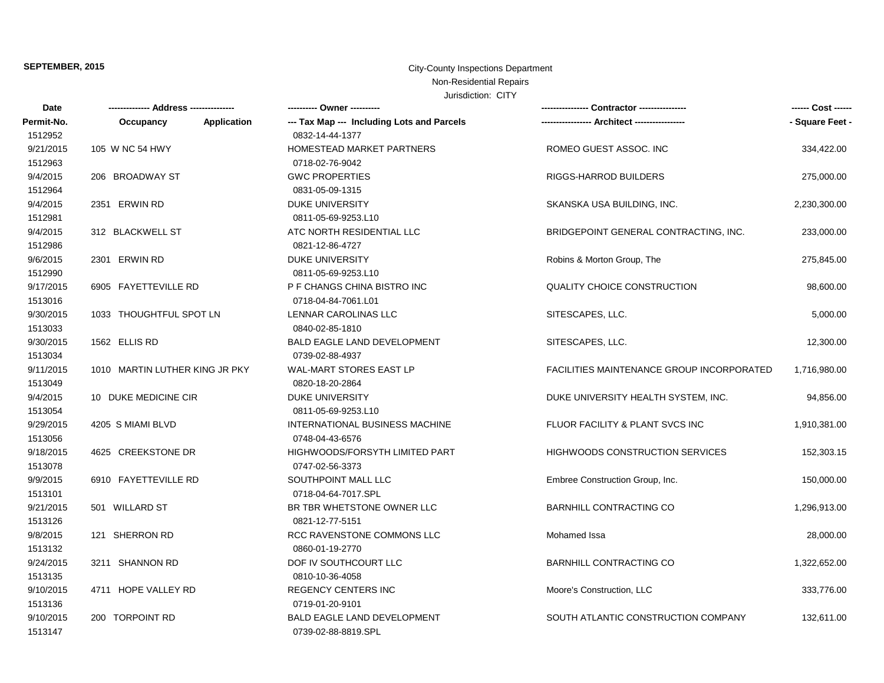**SEPTEMBER, 2015**

City-County Inspections Department
Non-Residential Repairs
Jurisdiction: CITY

| Date<br>Permit-No. | ------------- Address --------------<br>Occupancy Application | ---------- Owner ----------<br>--- Tax Map --- Including Lots and Parcels | ---------------- Contractor ----------------<br>----------------- Architect ----------------- | ------ Cost ------<br>- Square Feet - |
|---|---|---|---|---|
| 1512952 | | 0832-14-44-1377 | | |
| 9/21/2015 | 105 W NC 54 HWY | HOMESTEAD MARKET PARTNERS | ROMEO GUEST ASSOC. INC | 334,422.00 |
| 1512963 | | 0718-02-76-9042 | | |
| 9/4/2015 | 206 BROADWAY ST | GWC PROPERTIES | RIGGS-HARROD BUILDERS | 275,000.00 |
| 1512964 | | 0831-05-09-1315 | | |
| 9/4/2015 | 2351 ERWIN RD | DUKE UNIVERSITY | SKANSKA USA BUILDING, INC. | 2,230,300.00 |
| 1512981 | | 0811-05-69-9253.L10 | | |
| 9/4/2015 | 312 BLACKWELL ST | ATC NORTH RESIDENTIAL LLC | BRIDGEPOINT GENERAL CONTRACTING, INC. | 233,000.00 |
| 1512986 | | 0821-12-86-4727 | | |
| 9/6/2015 | 2301 ERWIN RD | DUKE UNIVERSITY | Robins & Morton Group, The | 275,845.00 |
| 1512990 | | 0811-05-69-9253.L10 | | |
| 9/17/2015 | 6905 FAYETTEVILLE RD | P F CHANGS CHINA BISTRO INC | QUALITY CHOICE CONSTRUCTION | 98,600.00 |
| 1513016 | | 0718-04-84-7061.L01 | | |
| 9/30/2015 | 1033 THOUGHTFUL SPOT LN | LENNAR CAROLINAS LLC | SITESCAPES, LLC. | 5,000.00 |
| 1513033 | | 0840-02-85-1810 | | |
| 9/30/2015 | 1562 ELLIS RD | BALD EAGLE LAND DEVELOPMENT | SITESCAPES, LLC. | 12,300.00 |
| 1513034 | | 0739-02-88-4937 | | |
| 9/11/2015 | 1010 MARTIN LUTHER KING JR PKY | WAL-MART STORES EAST LP | FACILITIES MAINTENANCE GROUP INCORPORATED | 1,716,980.00 |
| 1513049 | | 0820-18-20-2864 | | |
| 9/4/2015 | 10 DUKE MEDICINE CIR | DUKE UNIVERSITY | DUKE UNIVERSITY HEALTH SYSTEM, INC. | 94,856.00 |
| 1513054 | | 0811-05-69-9253.L10 | | |
| 9/29/2015 | 4205 S MIAMI BLVD | INTERNATIONAL BUSINESS MACHINE | FLUOR FACILITY & PLANT SVCS INC | 1,910,381.00 |
| 1513056 | | 0748-04-43-6576 | | |
| 9/18/2015 | 4625 CREEKSTONE DR | HIGHWOODS/FORSYTH LIMITED PART | HIGHWOODS CONSTRUCTION SERVICES | 152,303.15 |
| 1513078 | | 0747-02-56-3373 | | |
| 9/9/2015 | 6910 FAYETTEVILLE RD | SOUTHPOINT MALL LLC | Embree Construction Group, Inc. | 150,000.00 |
| 1513101 | | 0718-04-64-7017.SPL | | |
| 9/21/2015 | 501 WILLARD ST | BR TBR WHETSTONE OWNER LLC | BARNHILL CONTRACTING CO | 1,296,913.00 |
| 1513126 | | 0821-12-77-5151 | | |
| 9/8/2015 | 121 SHERRON RD | RCC RAVENSTONE COMMONS LLC | Mohamed Issa | 28,000.00 |
| 1513132 | | 0860-01-19-2770 | | |
| 9/24/2015 | 3211 SHANNON RD | DOF IV SOUTHCOURT LLC | BARNHILL CONTRACTING CO | 1,322,652.00 |
| 1513135 | | 0810-10-36-4058 | | |
| 9/10/2015 | 4711 HOPE VALLEY RD | REGENCY CENTERS INC | Moore's Construction, LLC | 333,776.00 |
| 1513136 | | 0719-01-20-9101 | | |
| 9/10/2015 | 200 TORPOINT RD | BALD EAGLE LAND DEVELOPMENT | SOUTH ATLANTIC CONSTRUCTION COMPANY | 132,611.00 |
| 1513147 | | 0739-02-88-8819.SPL | | |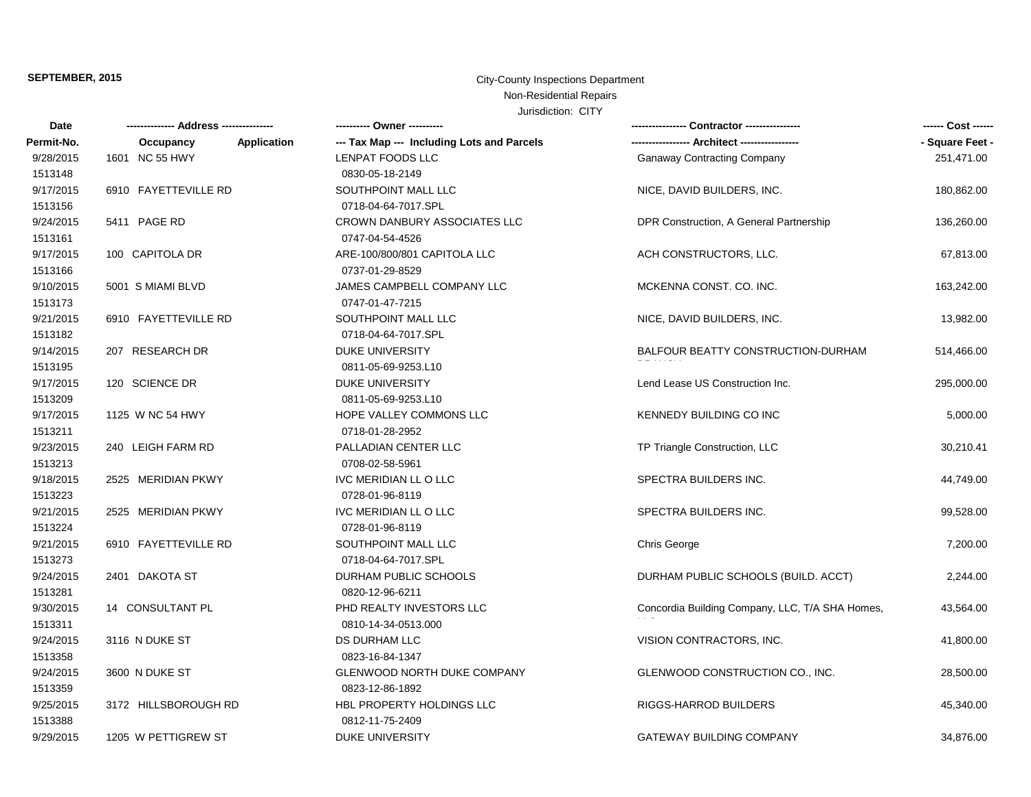**SEPTEMBER, 2015**

City-County Inspections Department
Non-Residential Repairs
Jurisdiction: CITY

| Date / Permit-No. | Address / Occupancy / Application | Owner / Tax Map --- Including Lots and Parcels | Contractor / Architect | Cost / Square Feet |
|---|---|---|---|---|
| 9/28/2015<br>1513148 | 1601 NC 55 HWY | LENPAT FOODS LLC<br>0830-05-18-2149 | Ganaway Contracting Company | 251,471.00 |
| 9/17/2015<br>1513156 | 6910 FAYETTEVILLE RD | SOUTHPOINT MALL LLC<br>0718-04-64-7017.SPL | NICE, DAVID BUILDERS, INC. | 180,862.00 |
| 9/24/2015<br>1513161 | 5411 PAGE RD | CROWN DANBURY ASSOCIATES LLC<br>0747-04-54-4526 | DPR Construction, A General Partnership | 136,260.00 |
| 9/17/2015<br>1513166 | 100 CAPITOLA DR | ARE-100/800/801 CAPITOLA LLC<br>0737-01-29-8529 | ACH CONSTRUCTORS, LLC. | 67,813.00 |
| 9/10/2015<br>1513173 | 5001 S MIAMI BLVD | JAMES CAMPBELL COMPANY LLC<br>0747-01-47-7215 | MCKENNA CONST. CO. INC. | 163,242.00 |
| 9/21/2015<br>1513182 | 6910 FAYETTEVILLE RD | SOUTHPOINT MALL LLC<br>0718-04-64-7017.SPL | NICE, DAVID BUILDERS, INC. | 13,982.00 |
| 9/14/2015<br>1513195 | 207 RESEARCH DR | DUKE UNIVERSITY<br>0811-05-69-9253.L10 | BALFOUR BEATTY CONSTRUCTION-DURHAM BRANCH | 514,466.00 |
| 9/17/2015<br>1513209 | 120 SCIENCE DR | DUKE UNIVERSITY<br>0811-05-69-9253.L10 | Lend Lease US Construction Inc. | 295,000.00 |
| 9/17/2015<br>1513211 | 1125 W NC 54 HWY | HOPE VALLEY COMMONS LLC<br>0718-01-28-2952 | KENNEDY BUILDING CO INC | 5,000.00 |
| 9/23/2015<br>1513213 | 240 LEIGH FARM RD | PALLADIAN CENTER LLC<br>0708-02-58-5961 | TP Triangle Construction, LLC | 30,210.41 |
| 9/18/2015<br>1513223 | 2525 MERIDIAN PKWY | IVC MERIDIAN LL O LLC<br>0728-01-96-8119 | SPECTRA BUILDERS INC. | 44,749.00 |
| 9/21/2015<br>1513224 | 2525 MERIDIAN PKWY | IVC MERIDIAN LL O LLC<br>0728-01-96-8119 | SPECTRA BUILDERS INC. | 99,528.00 |
| 9/21/2015<br>1513273 | 6910 FAYETTEVILLE RD | SOUTHPOINT MALL LLC<br>0718-04-64-7017.SPL | Chris George | 7,200.00 |
| 9/24/2015<br>1513281 | 2401 DAKOTA ST | DURHAM PUBLIC SCHOOLS<br>0820-12-96-6211 | DURHAM PUBLIC SCHOOLS (BUILD. ACCT) | 2,244.00 |
| 9/30/2015<br>1513311 | 14 CONSULTANT PL | PHD REALTY INVESTORS LLC<br>0810-14-34-0513.000 | Concordia Building Company, LLC, T/A SHA Homes, LLC | 43,564.00 |
| 9/24/2015<br>1513358 | 3116 N DUKE ST | DS DURHAM LLC<br>0823-16-84-1347 | VISION CONTRACTORS, INC. | 41,800.00 |
| 9/24/2015<br>1513359 | 3600 N DUKE ST | GLENWOOD NORTH DUKE COMPANY<br>0823-12-86-1892 | GLENWOOD CONSTRUCTION CO., INC. | 28,500.00 |
| 9/25/2015<br>1513388 | 3172 HILLSBOROUGH RD | HBL PROPERTY HOLDINGS LLC<br>0812-11-75-2409 | RIGGS-HARROD BUILDERS | 45,340.00 |
| 9/29/2015 | 1205 W PETTIGREW ST | DUKE UNIVERSITY | GATEWAY BUILDING COMPANY | 34,876.00 |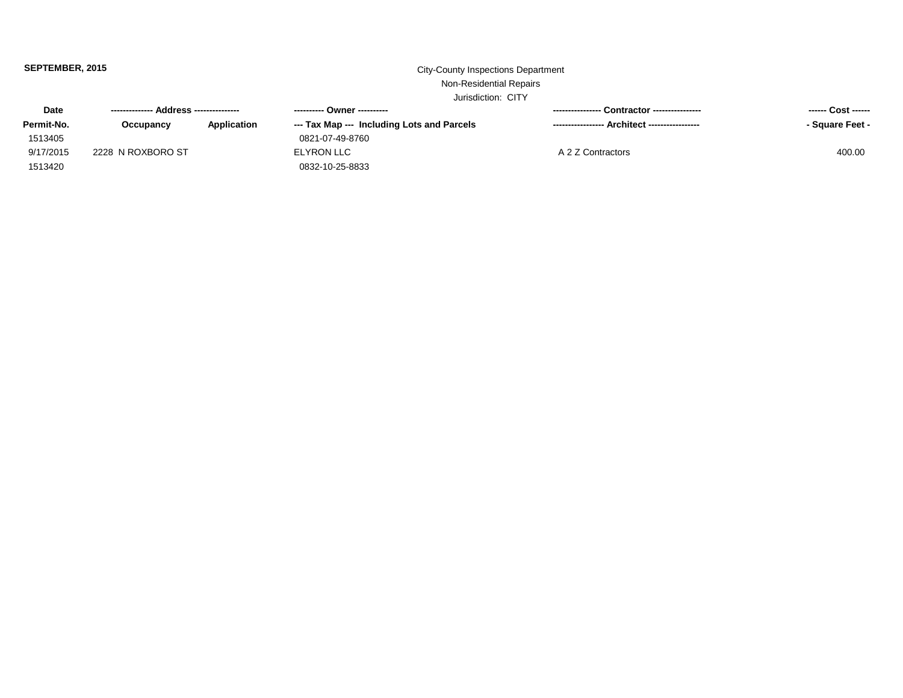**SEPTEMBER, 2015**

City-County Inspections Department
Non-Residential Repairs
Jurisdiction: CITY

| Date<br>Permit-No. | ------------- Address --------------<br>Occupancy | <br>Application | ---------- Owner ----------<br>--- Tax Map --- Including Lots and Parcels | ---------------- Contractor ----------------<br>----------------- Architect ----------------- | ------ Cost ------<br>- Square Feet - |
|---|---|---|---|---|---|
| 1513405 | | | 0821-07-49-8760 | | |
| 9/17/2015 | 2228 N ROXBORO ST | | ELYRON LLC | A 2 Z Contractors | 400.00 |
| 1513420 | | | 0832-10-25-8833 | | |